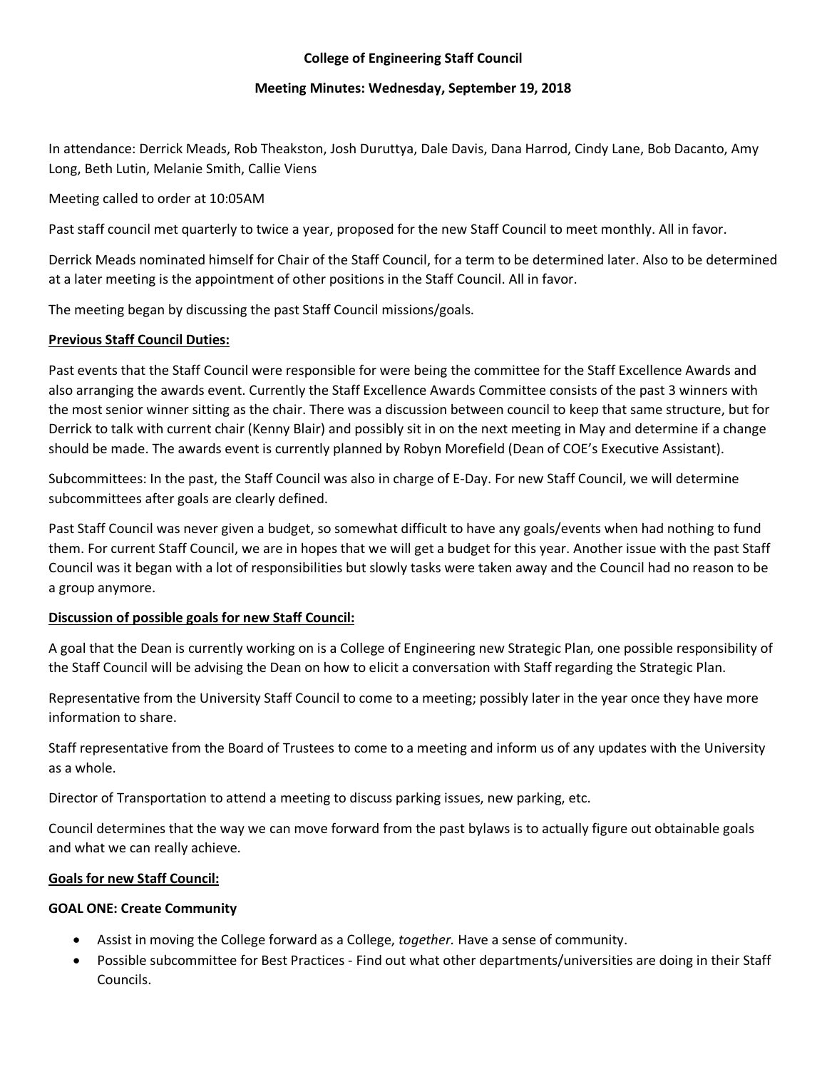**College of Engineering Staff Council**

**Meeting Minutes: Wednesday, September 19, 2018**

In attendance: Derrick Meads, Rob Theakston, Josh Duruttya, Dale Davis, Dana Harrod, Cindy Lane, Bob Dacanto, Amy Long, Beth Lutin, Melanie Smith, Callie Viens

Meeting called to order at 10:05AM

Past staff council met quarterly to twice a year, proposed for the new Staff Council to meet monthly. All in favor.

Derrick Meads nominated himself for Chair of the Staff Council, for a term to be determined later. Also to be determined at a later meeting is the appointment of other positions in the Staff Council. All in favor.

The meeting began by discussing the past Staff Council missions/goals.

**Previous Staff Council Duties:**

Past events that the Staff Council were responsible for were being the committee for the Staff Excellence Awards and also arranging the awards event. Currently the Staff Excellence Awards Committee consists of the past 3 winners with the most senior winner sitting as the chair. There was a discussion between council to keep that same structure, but for Derrick to talk with current chair (Kenny Blair) and possibly sit in on the next meeting in May and determine if a change should be made. The awards event is currently planned by Robyn Morefield (Dean of COE's Executive Assistant).

Subcommittees: In the past, the Staff Council was also in charge of E-Day. For new Staff Council, we will determine subcommittees after goals are clearly defined.

Past Staff Council was never given a budget, so somewhat difficult to have any goals/events when had nothing to fund them. For current Staff Council, we are in hopes that we will get a budget for this year. Another issue with the past Staff Council was it began with a lot of responsibilities but slowly tasks were taken away and the Council had no reason to be a group anymore.

**Discussion of possible goals for new Staff Council:**

A goal that the Dean is currently working on is a College of Engineering new Strategic Plan, one possible responsibility of the Staff Council will be advising the Dean on how to elicit a conversation with Staff regarding the Strategic Plan.

Representative from the University Staff Council to come to a meeting; possibly later in the year once they have more information to share.

Staff representative from the Board of Trustees to come to a meeting and inform us of any updates with the University as a whole.

Director of Transportation to attend a meeting to discuss parking issues, new parking, etc.

Council determines that the way we can move forward from the past bylaws is to actually figure out obtainable goals and what we can really achieve.

**Goals for new Staff Council:**

**GOAL ONE: Create Community**

- Assist in moving the College forward as a College, *together.* Have a sense of community.
- Possible subcommittee for Best Practices - Find out what other departments/universities are doing in their Staff Councils.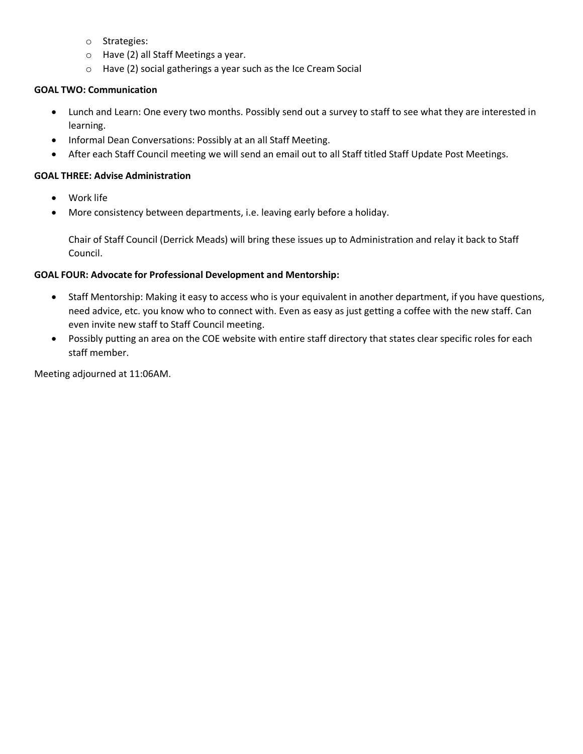- Strategies:
- Have (2) all Staff Meetings a year.
- Have (2) social gatherings a year such as the Ice Cream Social

**GOAL TWO: Communication**

- Lunch and Learn: One every two months. Possibly send out a survey to staff to see what they are interested in learning.
- Informal Dean Conversations: Possibly at an all Staff Meeting.
- After each Staff Council meeting we will send an email out to all Staff titled Staff Update Post Meetings.

**GOAL THREE: Advise Administration**

- Work life
- More consistency between departments, i.e. leaving early before a holiday.

  Chair of Staff Council (Derrick Meads) will bring these issues up to Administration and relay it back to Staff Council.

**GOAL FOUR: Advocate for Professional Development and Mentorship:**

- Staff Mentorship: Making it easy to access who is your equivalent in another department, if you have questions, need advice, etc. you know who to connect with. Even as easy as just getting a coffee with the new staff. Can even invite new staff to Staff Council meeting.
- Possibly putting an area on the COE website with entire staff directory that states clear specific roles for each staff member.

Meeting adjourned at 11:06AM.